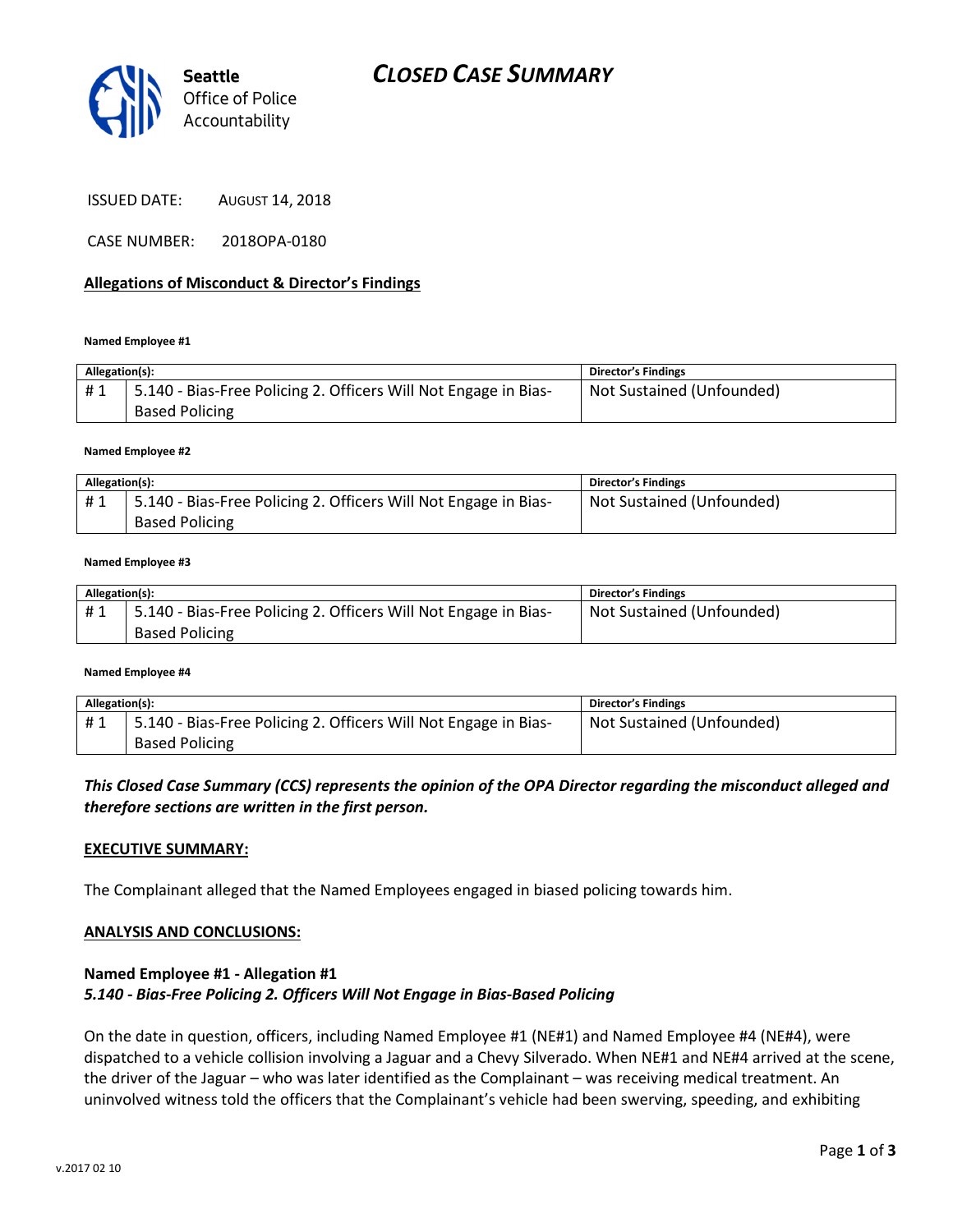Seattle Office of Police Accountability

# CLOSED CASE SUMMARY

ISSUED DATE: AUGUST 14, 2018

CASE NUMBER: 2018OPA-0180

## Allegations of Misconduct & Director's Findings

**Named Employee #1**

| Allegation(s): | | Director's Findings |
|---|---|---|
| # 1 | 5.140 - Bias-Free Policing 2. Officers Will Not Engage in Bias-Based Policing | Not Sustained (Unfounded) |

**Named Employee #2**

| Allegation(s): | | Director's Findings |
|---|---|---|
| # 1 | 5.140 - Bias-Free Policing 2. Officers Will Not Engage in Bias-Based Policing | Not Sustained (Unfounded) |

**Named Employee #3**

| Allegation(s): | | Director's Findings |
|---|---|---|
| # 1 | 5.140 - Bias-Free Policing 2. Officers Will Not Engage in Bias-Based Policing | Not Sustained (Unfounded) |

**Named Employee #4**

| Allegation(s): | | Director's Findings |
|---|---|---|
| # 1 | 5.140 - Bias-Free Policing 2. Officers Will Not Engage in Bias-Based Policing | Not Sustained (Unfounded) |

***This Closed Case Summary (CCS) represents the opinion of the OPA Director regarding the misconduct alleged and therefore sections are written in the first person.***

**EXECUTIVE SUMMARY:**

The Complainant alleged that the Named Employees engaged in biased policing towards him.

**ANALYSIS AND CONCLUSIONS:**

**Named Employee #1 - Allegation #1**
***5.140 - Bias-Free Policing 2. Officers Will Not Engage in Bias-Based Policing***

On the date in question, officers, including Named Employee #1 (NE#1) and Named Employee #4 (NE#4), were dispatched to a vehicle collision involving a Jaguar and a Chevy Silverado. When NE#1 and NE#4 arrived at the scene, the driver of the Jaguar – who was later identified as the Complainant – was receiving medical treatment. An uninvolved witness told the officers that the Complainant's vehicle had been swerving, speeding, and exhibiting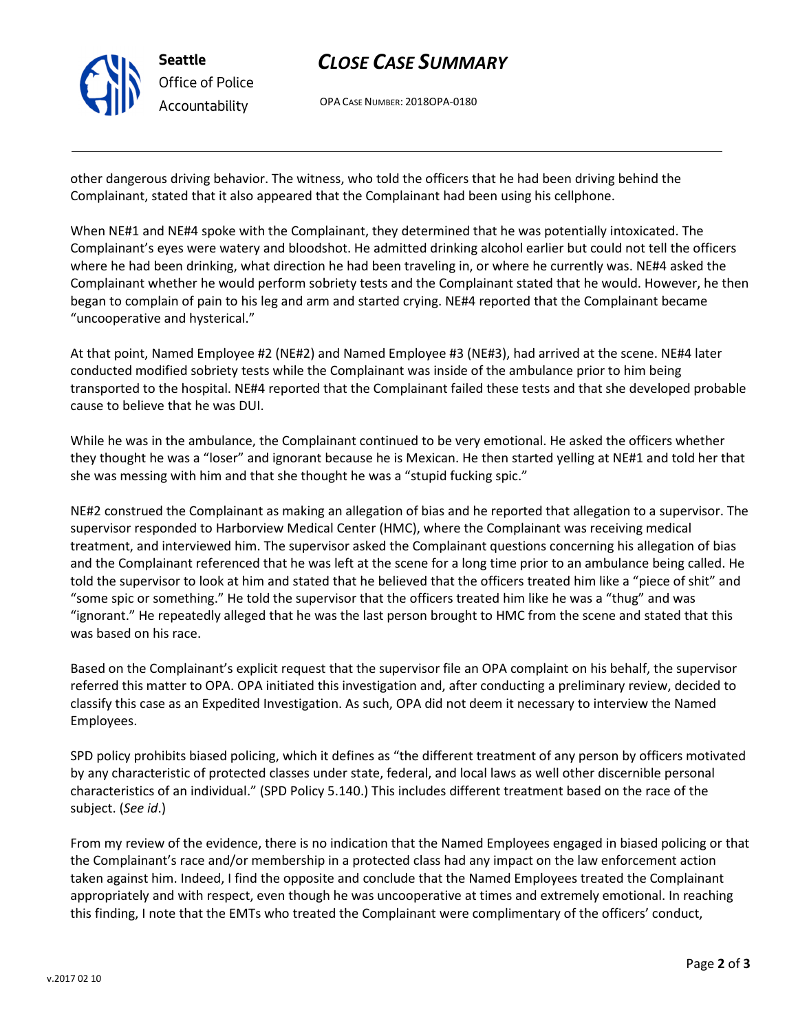other dangerous driving behavior. The witness, who told the officers that he had been driving behind the Complainant, stated that it also appeared that the Complainant had been using his cellphone.

When NE#1 and NE#4 spoke with the Complainant, they determined that he was potentially intoxicated. The Complainant's eyes were watery and bloodshot. He admitted drinking alcohol earlier but could not tell the officers where he had been drinking, what direction he had been traveling in, or where he currently was. NE#4 asked the Complainant whether he would perform sobriety tests and the Complainant stated that he would. However, he then began to complain of pain to his leg and arm and started crying. NE#4 reported that the Complainant became "uncooperative and hysterical."

At that point, Named Employee #2 (NE#2) and Named Employee #3 (NE#3), had arrived at the scene. NE#4 later conducted modified sobriety tests while the Complainant was inside of the ambulance prior to him being transported to the hospital. NE#4 reported that the Complainant failed these tests and that she developed probable cause to believe that he was DUI.

While he was in the ambulance, the Complainant continued to be very emotional. He asked the officers whether they thought he was a "loser" and ignorant because he is Mexican. He then started yelling at NE#1 and told her that she was messing with him and that she thought he was a "stupid fucking spic."

NE#2 construed the Complainant as making an allegation of bias and he reported that allegation to a supervisor. The supervisor responded to Harborview Medical Center (HMC), where the Complainant was receiving medical treatment, and interviewed him. The supervisor asked the Complainant questions concerning his allegation of bias and the Complainant referenced that he was left at the scene for a long time prior to an ambulance being called. He told the supervisor to look at him and stated that he believed that the officers treated him like a "piece of shit" and "some spic or something." He told the supervisor that the officers treated him like he was a "thug" and was "ignorant." He repeatedly alleged that he was the last person brought to HMC from the scene and stated that this was based on his race.

Based on the Complainant's explicit request that the supervisor file an OPA complaint on his behalf, the supervisor referred this matter to OPA. OPA initiated this investigation and, after conducting a preliminary review, decided to classify this case as an Expedited Investigation. As such, OPA did not deem it necessary to interview the Named Employees.

SPD policy prohibits biased policing, which it defines as "the different treatment of any person by officers motivated by any characteristic of protected classes under state, federal, and local laws as well other discernible personal characteristics of an individual." (SPD Policy 5.140.) This includes different treatment based on the race of the subject. (*See id*.)

From my review of the evidence, there is no indication that the Named Employees engaged in biased policing or that the Complainant's race and/or membership in a protected class had any impact on the law enforcement action taken against him. Indeed, I find the opposite and conclude that the Named Employees treated the Complainant appropriately and with respect, even though he was uncooperative at times and extremely emotional. In reaching this finding, I note that the EMTs who treated the Complainant were complimentary of the officers' conduct,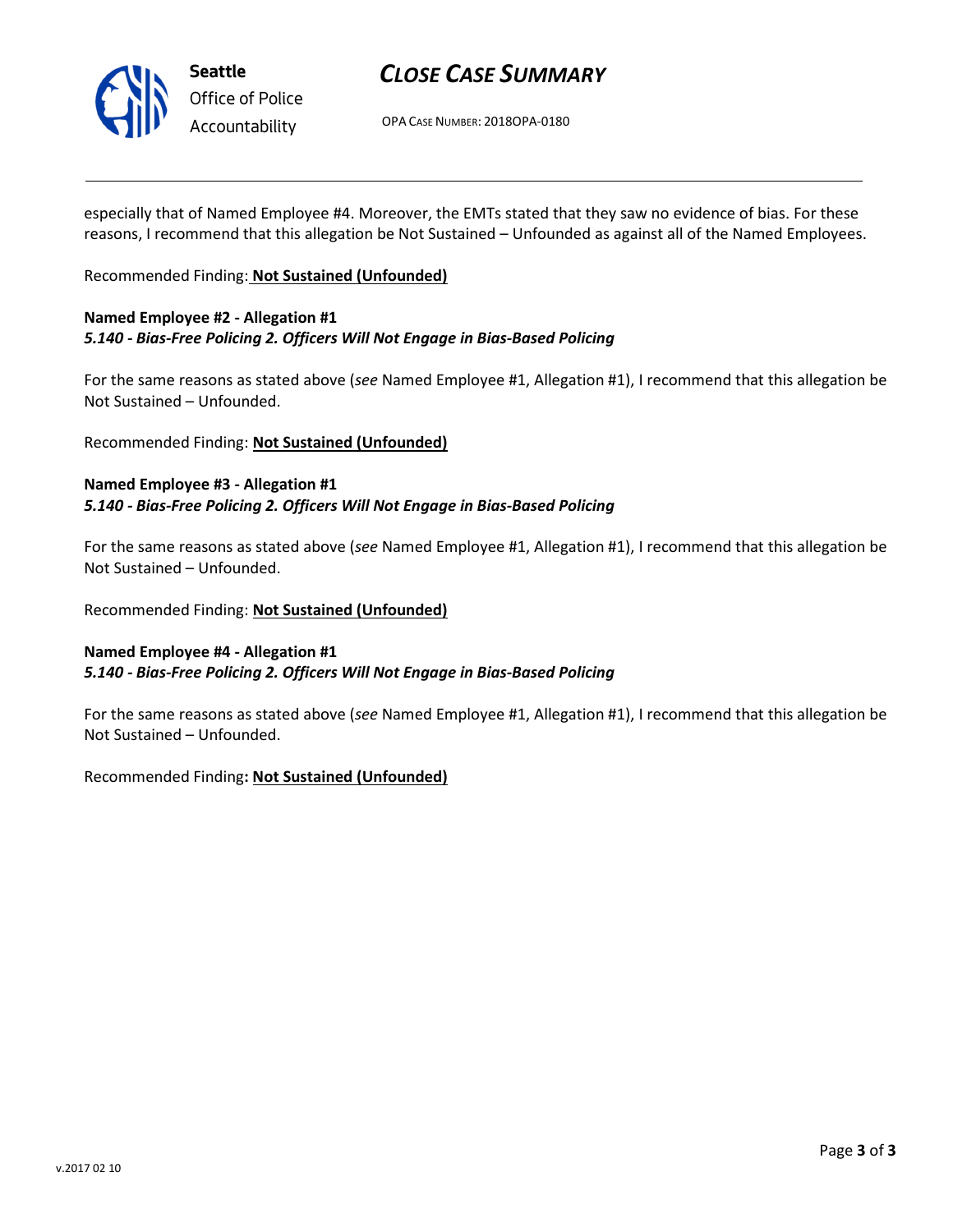especially that of Named Employee #4. Moreover, the EMTs stated that they saw no evidence of bias. For these reasons, I recommend that this allegation be Not Sustained – Unfounded as against all of the Named Employees.

Recommended Finding: **Not Sustained (Unfounded)**

**Named Employee #2 - Allegation #1**
***5.140 - Bias-Free Policing 2. Officers Will Not Engage in Bias-Based Policing***

For the same reasons as stated above (*see* Named Employee #1, Allegation #1), I recommend that this allegation be Not Sustained – Unfounded.

Recommended Finding: **Not Sustained (Unfounded)**

**Named Employee #3 - Allegation #1**
***5.140 - Bias-Free Policing 2. Officers Will Not Engage in Bias-Based Policing***

For the same reasons as stated above (*see* Named Employee #1, Allegation #1), I recommend that this allegation be Not Sustained – Unfounded.

Recommended Finding: **Not Sustained (Unfounded)**

**Named Employee #4 - Allegation #1**
***5.140 - Bias-Free Policing 2. Officers Will Not Engage in Bias-Based Policing***

For the same reasons as stated above (*see* Named Employee #1, Allegation #1), I recommend that this allegation be Not Sustained – Unfounded.

Recommended Finding**: Not Sustained (Unfounded)**